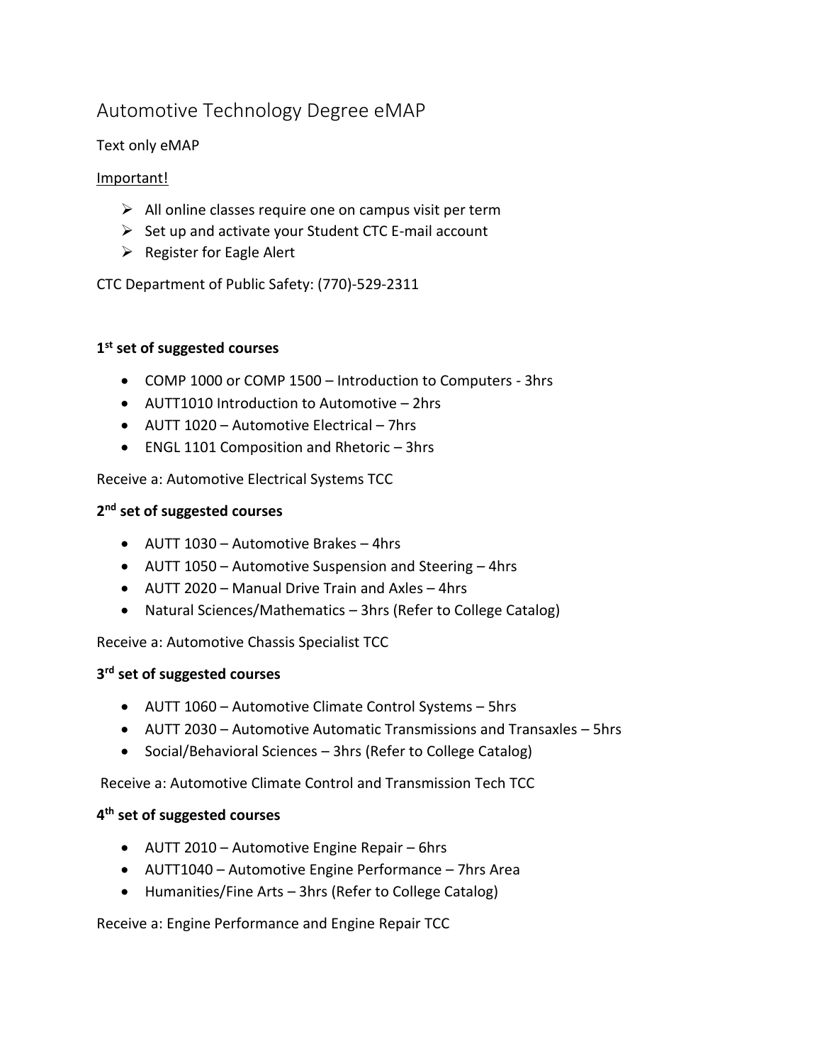# Automotive Technology Degree eMAP

Text only eMAP

Important!

- All online classes require one on campus visit per term
- Set up and activate your Student CTC E-mail account
- Register for Eagle Alert

CTC Department of Public Safety: (770)-529-2311

**1st set of suggested courses**

- COMP 1000 or COMP 1500 – Introduction to Computers - 3hrs
- AUTT1010 Introduction to Automotive – 2hrs
- AUTT 1020 – Automotive Electrical – 7hrs
- ENGL 1101 Composition and Rhetoric – 3hrs

Receive a: Automotive Electrical Systems TCC

**2nd set of suggested courses**

- AUTT 1030 – Automotive Brakes – 4hrs
- AUTT 1050 – Automotive Suspension and Steering – 4hrs
- AUTT 2020 – Manual Drive Train and Axles – 4hrs
- Natural Sciences/Mathematics – 3hrs (Refer to College Catalog)

Receive a: Automotive Chassis Specialist TCC

**3rd set of suggested courses**

- AUTT 1060 – Automotive Climate Control Systems – 5hrs
- AUTT 2030 – Automotive Automatic Transmissions and Transaxles – 5hrs
- Social/Behavioral Sciences – 3hrs (Refer to College Catalog)

Receive a: Automotive Climate Control and Transmission Tech TCC

**4th set of suggested courses**

- AUTT 2010 – Automotive Engine Repair – 6hrs
- AUTT1040 – Automotive Engine Performance – 7hrs Area
- Humanities/Fine Arts – 3hrs (Refer to College Catalog)

Receive a: Engine Performance and Engine Repair TCC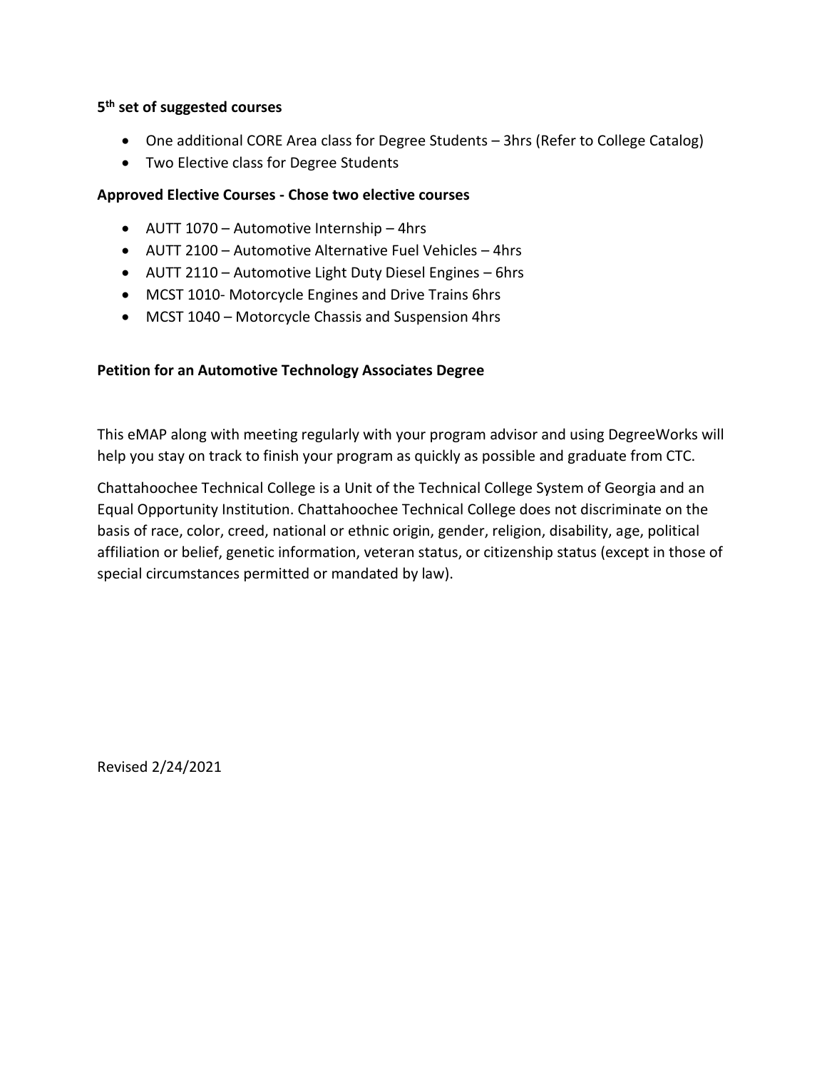**5th set of suggested courses**

- One additional CORE Area class for Degree Students – 3hrs (Refer to College Catalog)
- Two Elective class for Degree Students

**Approved Elective Courses - Chose two elective courses**

- AUTT 1070 – Automotive Internship – 4hrs
- AUTT 2100 – Automotive Alternative Fuel Vehicles – 4hrs
- AUTT 2110 – Automotive Light Duty Diesel Engines – 6hrs
- MCST 1010- Motorcycle Engines and Drive Trains 6hrs
- MCST 1040 – Motorcycle Chassis and Suspension 4hrs

**Petition for an Automotive Technology Associates Degree**

This eMAP along with meeting regularly with your program advisor and using DegreeWorks will help you stay on track to finish your program as quickly as possible and graduate from CTC.

Chattahoochee Technical College is a Unit of the Technical College System of Georgia and an Equal Opportunity Institution. Chattahoochee Technical College does not discriminate on the basis of race, color, creed, national or ethnic origin, gender, religion, disability, age, political affiliation or belief, genetic information, veteran status, or citizenship status (except in those of special circumstances permitted or mandated by law).

Revised 2/24/2021